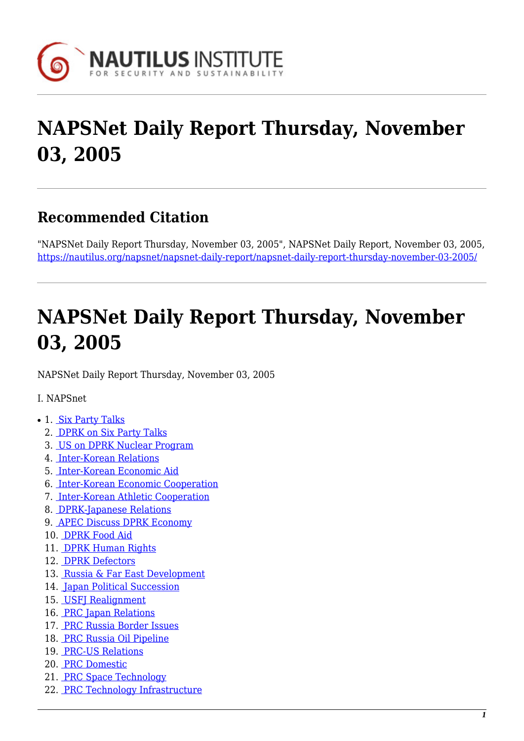# NAPSNet Daily Report Thursday, November 03, 2005

## Recommended Citation

"NAPSNet Daily Report Thursday, November 03, 2005", NAPSNet Daily Report, November 03, 2005, https://nautilus.org/napsnet/napsnet-daily-report/napsnet-daily-report-thursday-november-03-2005/

# NAPSNet Daily Report Thursday, November 03, 2005

NAPSNet Daily Report Thursday, November 03, 2005

I. NAPSnet

1. Six Party Talks
2. DPRK on Six Party Talks
3. US on DPRK Nuclear Program
4. Inter-Korean Relations
5. Inter-Korean Economic Aid
6. Inter-Korean Economic Cooperation
7. Inter-Korean Athletic Cooperation
8. DPRK-Japanese Relations
9. APEC Discuss DPRK Economy
10. DPRK Food Aid
11. DPRK Human Rights
12. DPRK Defectors
13. Russia & Far East Development
14. Japan Political Succession
15. USFJ Realignment
16. PRC Japan Relations
17. PRC Russia Border Issues
18. PRC Russia Oil Pipeline
19. PRC-US Relations
20. PRC Domestic
21. PRC Space Technology
22. PRC Technology Infrastructure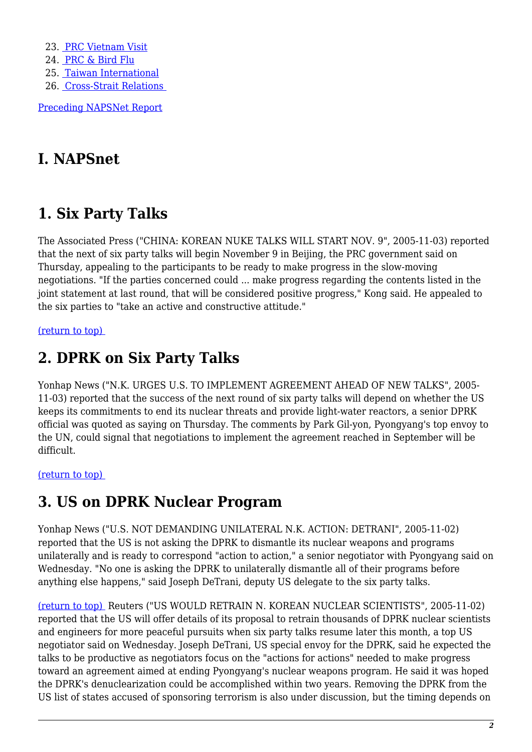23. [PRC Vietnam Visit]
24. [PRC & Bird Flu]
25. [Taiwan International]
26. [Cross-Strait Relations]

Preceding NAPSNet Report

## I. NAPSnet

## 1. Six Party Talks

The Associated Press ("CHINA: KOREAN NUKE TALKS WILL START NOV. 9", 2005-11-03) reported that the next of six party talks will begin November 9 in Beijing, the PRC government said on Thursday, appealing to the participants to be ready to make progress in the slow-moving negotiations. "If the parties concerned could ... make progress regarding the contents listed in the joint statement at last round, that will be considered positive progress," Kong said. He appealed to the six parties to "take an active and constructive attitude."

(return to top)

## 2. DPRK on Six Party Talks

Yonhap News ("N.K. URGES U.S. TO IMPLEMENT AGREEMENT AHEAD OF NEW TALKS", 2005-11-03) reported that the success of the next round of six party talks will depend on whether the US keeps its commitments to end its nuclear threats and provide light-water reactors, a senior DPRK official was quoted as saying on Thursday. The comments by Park Gil-yon, Pyongyang's top envoy to the UN, could signal that negotiations to implement the agreement reached in September will be difficult.

(return to top)

## 3. US on DPRK Nuclear Program

Yonhap News ("U.S. NOT DEMANDING UNILATERAL N.K. ACTION: DETRANI", 2005-11-02) reported that the US is not asking the DPRK to dismantle its nuclear weapons and programs unilaterally and is ready to correspond "action to action," a senior negotiator with Pyongyang said on Wednesday. "No one is asking the DPRK to unilaterally dismantle all of their programs before anything else happens," said Joseph DeTrani, deputy US delegate to the six party talks.

(return to top) Reuters ("US WOULD RETRAIN N. KOREAN NUCLEAR SCIENTISTS", 2005-11-02) reported that the US will offer details of its proposal to retrain thousands of DPRK nuclear scientists and engineers for more peaceful pursuits when six party talks resume later this month, a top US negotiator said on Wednesday. Joseph DeTrani, US special envoy for the DPRK, said he expected the talks to be productive as negotiators focus on the "actions for actions" needed to make progress toward an agreement aimed at ending Pyongyang's nuclear weapons program. He said it was hoped the DPRK's denuclearization could be accomplished within two years. Removing the DPRK from the US list of states accused of sponsoring terrorism is also under discussion, but the timing depends on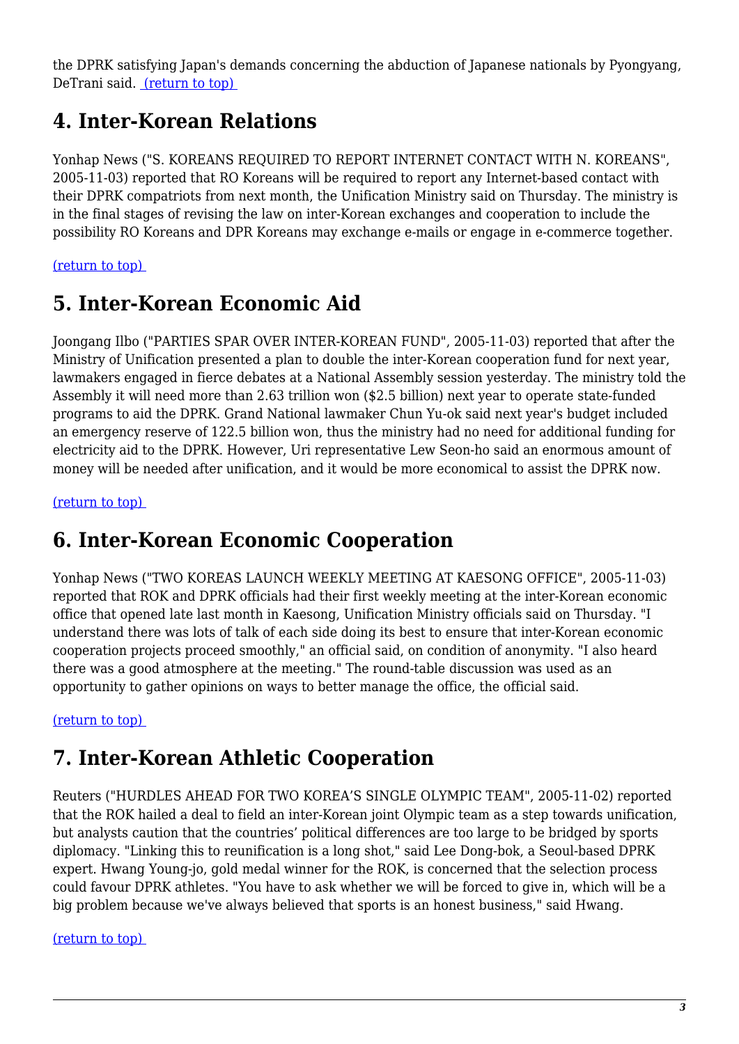the DPRK satisfying Japan's demands concerning the abduction of Japanese nationals by Pyongyang, DeTrani said. (return to top)

## 4. Inter-Korean Relations

Yonhap News ("S. KOREANS REQUIRED TO REPORT INTERNET CONTACT WITH N. KOREANS", 2005-11-03) reported that RO Koreans will be required to report any Internet-based contact with their DPRK compatriots from next month, the Unification Ministry said on Thursday. The ministry is in the final stages of revising the law on inter-Korean exchanges and cooperation to include the possibility RO Koreans and DPR Koreans may exchange e-mails or engage in e-commerce together.

(return to top)

## 5. Inter-Korean Economic Aid

Joongang Ilbo ("PARTIES SPAR OVER INTER-KOREAN FUND", 2005-11-03) reported that after the Ministry of Unification presented a plan to double the inter-Korean cooperation fund for next year, lawmakers engaged in fierce debates at a National Assembly session yesterday. The ministry told the Assembly it will need more than 2.63 trillion won ($2.5 billion) next year to operate state-funded programs to aid the DPRK. Grand National lawmaker Chun Yu-ok said next year's budget included an emergency reserve of 122.5 billion won, thus the ministry had no need for additional funding for electricity aid to the DPRK. However, Uri representative Lew Seon-ho said an enormous amount of money will be needed after unification, and it would be more economical to assist the DPRK now.

(return to top)

## 6. Inter-Korean Economic Cooperation

Yonhap News ("TWO KOREAS LAUNCH WEEKLY MEETING AT KAESONG OFFICE", 2005-11-03) reported that ROK and DPRK officials had their first weekly meeting at the inter-Korean economic office that opened late last month in Kaesong, Unification Ministry officials said on Thursday. "I understand there was lots of talk of each side doing its best to ensure that inter-Korean economic cooperation projects proceed smoothly," an official said, on condition of anonymity. "I also heard there was a good atmosphere at the meeting." The round-table discussion was used as an opportunity to gather opinions on ways to better manage the office, the official said.

(return to top)

## 7. Inter-Korean Athletic Cooperation

Reuters ("HURDLES AHEAD FOR TWO KOREA'S SINGLE OLYMPIC TEAM", 2005-11-02) reported that the ROK hailed a deal to field an inter-Korean joint Olympic team as a step towards unification, but analysts caution that the countries' political differences are too large to be bridged by sports diplomacy. "Linking this to reunification is a long shot," said Lee Dong-bok, a Seoul-based DPRK expert. Hwang Young-jo, gold medal winner for the ROK, is concerned that the selection process could favour DPRK athletes. "You have to ask whether we will be forced to give in, which will be a big problem because we've always believed that sports is an honest business," said Hwang.

(return to top)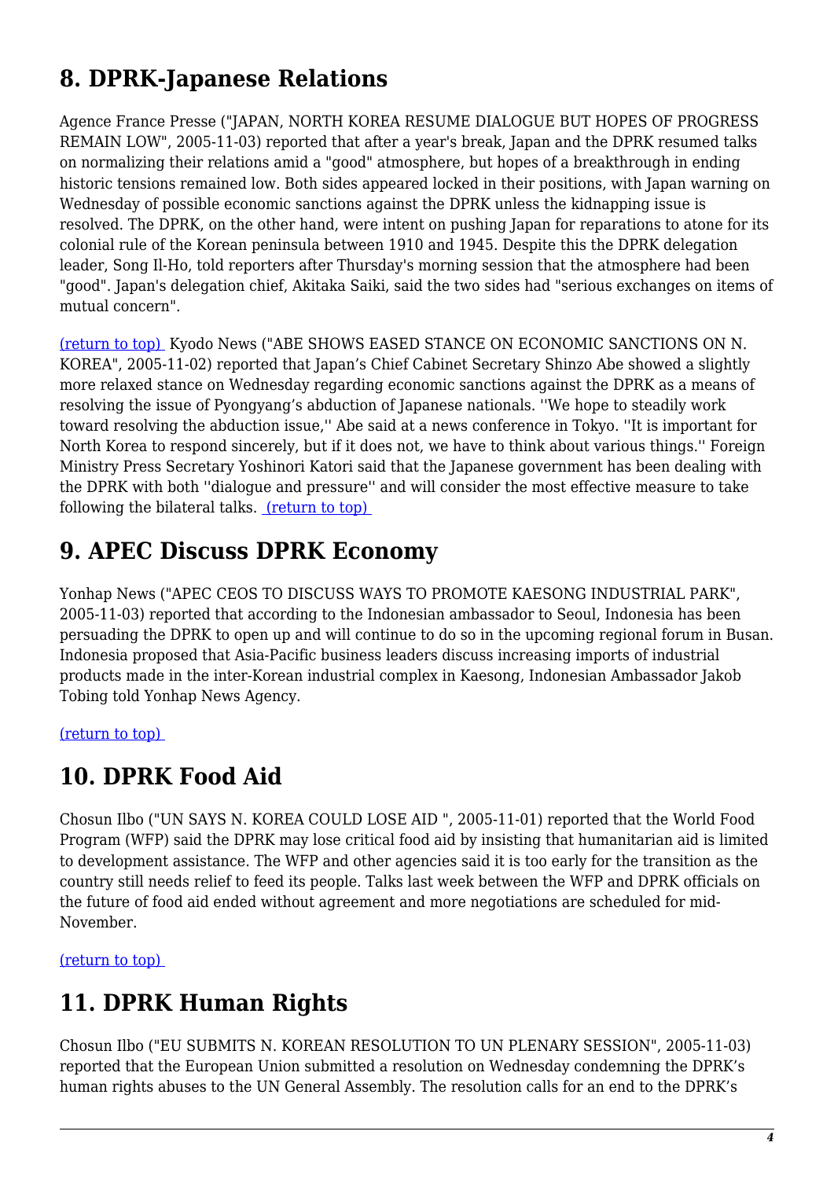## 8. DPRK-Japanese Relations

Agence France Presse ("JAPAN, NORTH KOREA RESUME DIALOGUE BUT HOPES OF PROGRESS REMAIN LOW", 2005-11-03) reported that after a year's break, Japan and the DPRK resumed talks on normalizing their relations amid a "good" atmosphere, but hopes of a breakthrough in ending historic tensions remained low. Both sides appeared locked in their positions, with Japan warning on Wednesday of possible economic sanctions against the DPRK unless the kidnapping issue is resolved. The DPRK, on the other hand, were intent on pushing Japan for reparations to atone for its colonial rule of the Korean peninsula between 1910 and 1945. Despite this the DPRK delegation leader, Song Il-Ho, told reporters after Thursday's morning session that the atmosphere had been "good". Japan's delegation chief, Akitaka Saiki, said the two sides had "serious exchanges on items of mutual concern".

(return to top) Kyodo News ("ABE SHOWS EASED STANCE ON ECONOMIC SANCTIONS ON N. KOREA", 2005-11-02) reported that Japan's Chief Cabinet Secretary Shinzo Abe showed a slightly more relaxed stance on Wednesday regarding economic sanctions against the DPRK as a means of resolving the issue of Pyongyang's abduction of Japanese nationals. ''We hope to steadily work toward resolving the abduction issue,'' Abe said at a news conference in Tokyo. ''It is important for North Korea to respond sincerely, but if it does not, we have to think about various things.'' Foreign Ministry Press Secretary Yoshinori Katori said that the Japanese government has been dealing with the DPRK with both ''dialogue and pressure'' and will consider the most effective measure to take following the bilateral talks. (return to top)

## 9. APEC Discuss DPRK Economy

Yonhap News ("APEC CEOS TO DISCUSS WAYS TO PROMOTE KAESONG INDUSTRIAL PARK", 2005-11-03) reported that according to the Indonesian ambassador to Seoul, Indonesia has been persuading the DPRK to open up and will continue to do so in the upcoming regional forum in Busan. Indonesia proposed that Asia-Pacific business leaders discuss increasing imports of industrial products made in the inter-Korean industrial complex in Kaesong, Indonesian Ambassador Jakob Tobing told Yonhap News Agency.

(return to top)

## 10. DPRK Food Aid

Chosun Ilbo ("UN SAYS N. KOREA COULD LOSE AID ", 2005-11-01) reported that the World Food Program (WFP) said the DPRK may lose critical food aid by insisting that humanitarian aid is limited to development assistance. The WFP and other agencies said it is too early for the transition as the country still needs relief to feed its people. Talks last week between the WFP and DPRK officials on the future of food aid ended without agreement and more negotiations are scheduled for mid-November.

(return to top)

## 11. DPRK Human Rights

Chosun Ilbo ("EU SUBMITS N. KOREAN RESOLUTION TO UN PLENARY SESSION", 2005-11-03) reported that the European Union submitted a resolution on Wednesday condemning the DPRK's human rights abuses to the UN General Assembly. The resolution calls for an end to the DPRK's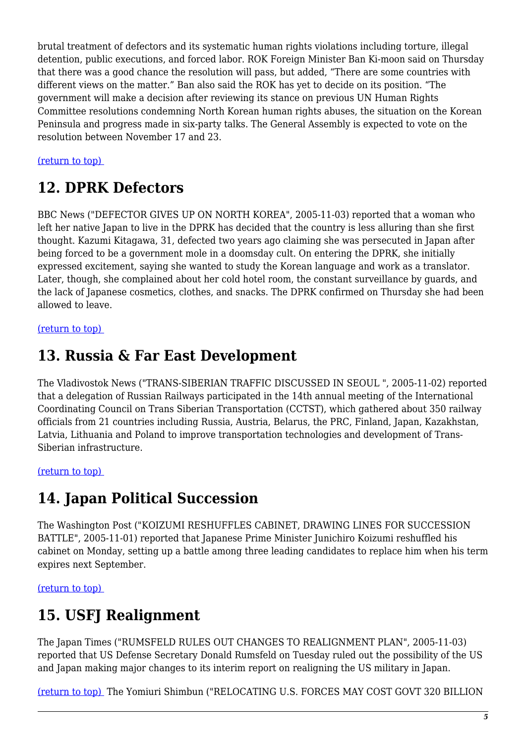brutal treatment of defectors and its systematic human rights violations including torture, illegal detention, public executions, and forced labor. ROK Foreign Minister Ban Ki-moon said on Thursday that there was a good chance the resolution will pass, but added, "There are some countries with different views on the matter." Ban also said the ROK has yet to decide on its position. "The government will make a decision after reviewing its stance on previous UN Human Rights Committee resolutions condemning North Korean human rights abuses, the situation on the Korean Peninsula and progress made in six-party talks. The General Assembly is expected to vote on the resolution between November 17 and 23.

(return to top)

## 12. DPRK Defectors

BBC News ("DEFECTOR GIVES UP ON NORTH KOREA", 2005-11-03) reported that a woman who left her native Japan to live in the DPRK has decided that the country is less alluring than she first thought. Kazumi Kitagawa, 31, defected two years ago claiming she was persecuted in Japan after being forced to be a government mole in a doomsday cult. On entering the DPRK, she initially expressed excitement, saying she wanted to study the Korean language and work as a translator. Later, though, she complained about her cold hotel room, the constant surveillance by guards, and the lack of Japanese cosmetics, clothes, and snacks. The DPRK confirmed on Thursday she had been allowed to leave.

(return to top)

## 13. Russia & Far East Development

The Vladivostok News ("TRANS-SIBERIAN TRAFFIC DISCUSSED IN SEOUL ", 2005-11-02) reported that a delegation of Russian Railways participated in the 14th annual meeting of the International Coordinating Council on Trans Siberian Transportation (CCTST), which gathered about 350 railway officials from 21 countries including Russia, Austria, Belarus, the PRC, Finland, Japan, Kazakhstan, Latvia, Lithuania and Poland to improve transportation technologies and development of Trans-Siberian infrastructure.

(return to top)

## 14. Japan Political Succession

The Washington Post ("KOIZUMI RESHUFFLES CABINET, DRAWING LINES FOR SUCCESSION BATTLE", 2005-11-01) reported that Japanese Prime Minister Junichiro Koizumi reshuffled his cabinet on Monday, setting up a battle among three leading candidates to replace him when his term expires next September.

(return to top)

## 15. USFJ Realignment

The Japan Times ("RUMSFELD RULES OUT CHANGES TO REALIGNMENT PLAN", 2005-11-03) reported that US Defense Secretary Donald Rumsfeld on Tuesday ruled out the possibility of the US and Japan making major changes to its interim report on realigning the US military in Japan.

(return to top) The Yomiuri Shimbun ("RELOCATING U.S. FORCES MAY COST GOVT 320 BILLION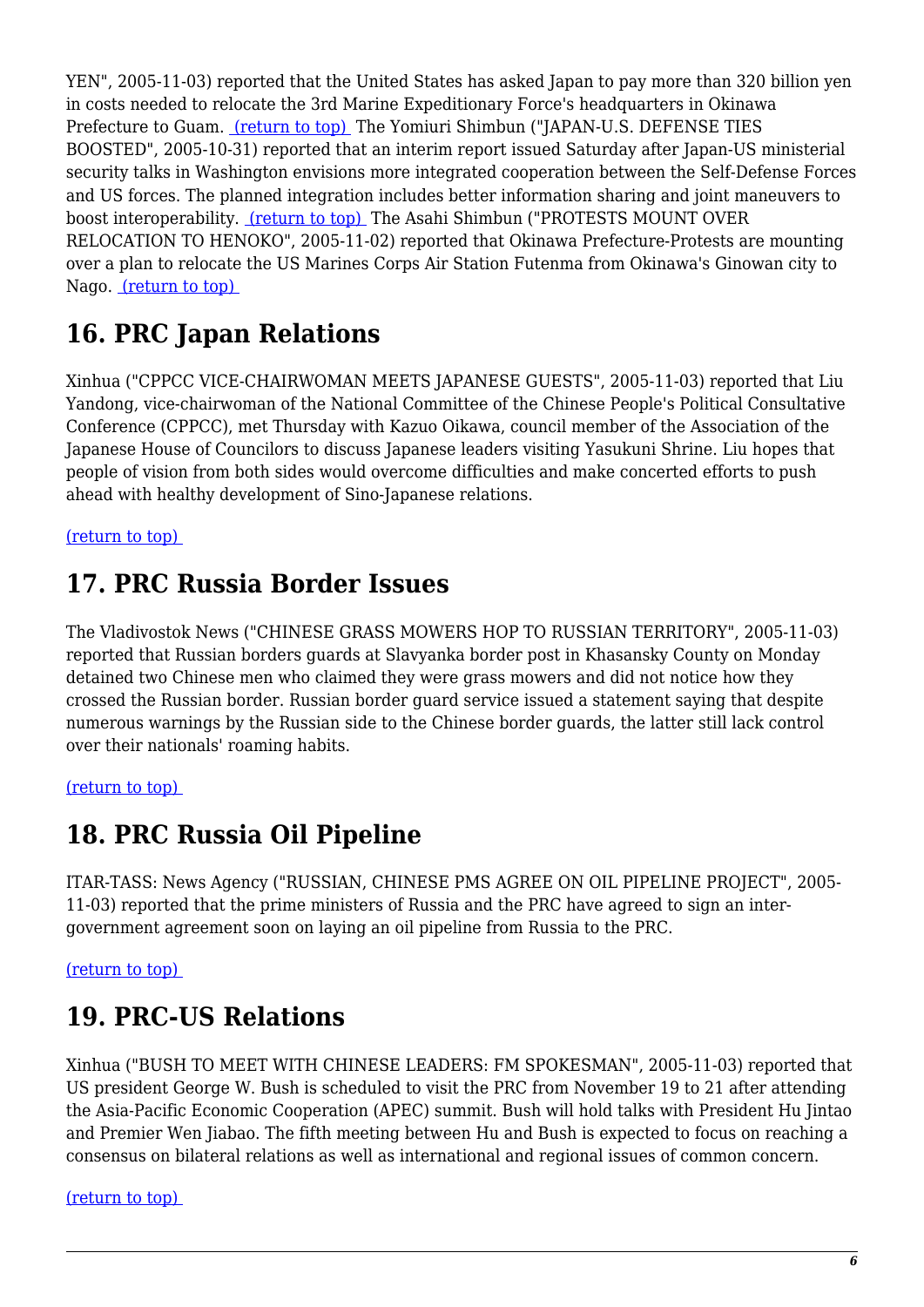YEN", 2005-11-03) reported that the United States has asked Japan to pay more than 320 billion yen in costs needed to relocate the 3rd Marine Expeditionary Force's headquarters in Okinawa Prefecture to Guam. (return to top) The Yomiuri Shimbun ("JAPAN-U.S. DEFENSE TIES BOOSTED", 2005-10-31) reported that an interim report issued Saturday after Japan-US ministerial security talks in Washington envisions more integrated cooperation between the Self-Defense Forces and US forces. The planned integration includes better information sharing and joint maneuvers to boost interoperability. (return to top) The Asahi Shimbun ("PROTESTS MOUNT OVER RELOCATION TO HENOKO", 2005-11-02) reported that Okinawa Prefecture-Protests are mounting over a plan to relocate the US Marines Corps Air Station Futenma from Okinawa's Ginowan city to Nago. (return to top)

## 16. PRC Japan Relations

Xinhua ("CPPCC VICE-CHAIRWOMAN MEETS JAPANESE GUESTS", 2005-11-03) reported that Liu Yandong, vice-chairwoman of the National Committee of the Chinese People's Political Consultative Conference (CPPCC), met Thursday with Kazuo Oikawa, council member of the Association of the Japanese House of Councilors to discuss Japanese leaders visiting Yasukuni Shrine. Liu hopes that people of vision from both sides would overcome difficulties and make concerted efforts to push ahead with healthy development of Sino-Japanese relations.

(return to top)

## 17. PRC Russia Border Issues

The Vladivostok News ("CHINESE GRASS MOWERS HOP TO RUSSIAN TERRITORY", 2005-11-03) reported that Russian borders guards at Slavyanka border post in Khasansky County on Monday detained two Chinese men who claimed they were grass mowers and did not notice how they crossed the Russian border. Russian border guard service issued a statement saying that despite numerous warnings by the Russian side to the Chinese border guards, the latter still lack control over their nationals' roaming habits.

(return to top)

## 18. PRC Russia Oil Pipeline

ITAR-TASS: News Agency ("RUSSIAN, CHINESE PMS AGREE ON OIL PIPELINE PROJECT", 2005-11-03) reported that the prime ministers of Russia and the PRC have agreed to sign an inter-government agreement soon on laying an oil pipeline from Russia to the PRC.

(return to top)

## 19. PRC-US Relations

Xinhua ("BUSH TO MEET WITH CHINESE LEADERS: FM SPOKESMAN", 2005-11-03) reported that US president George W. Bush is scheduled to visit the PRC from November 19 to 21 after attending the Asia-Pacific Economic Cooperation (APEC) summit. Bush will hold talks with President Hu Jintao and Premier Wen Jiabao. The fifth meeting between Hu and Bush is expected to focus on reaching a consensus on bilateral relations as well as international and regional issues of common concern.

(return to top)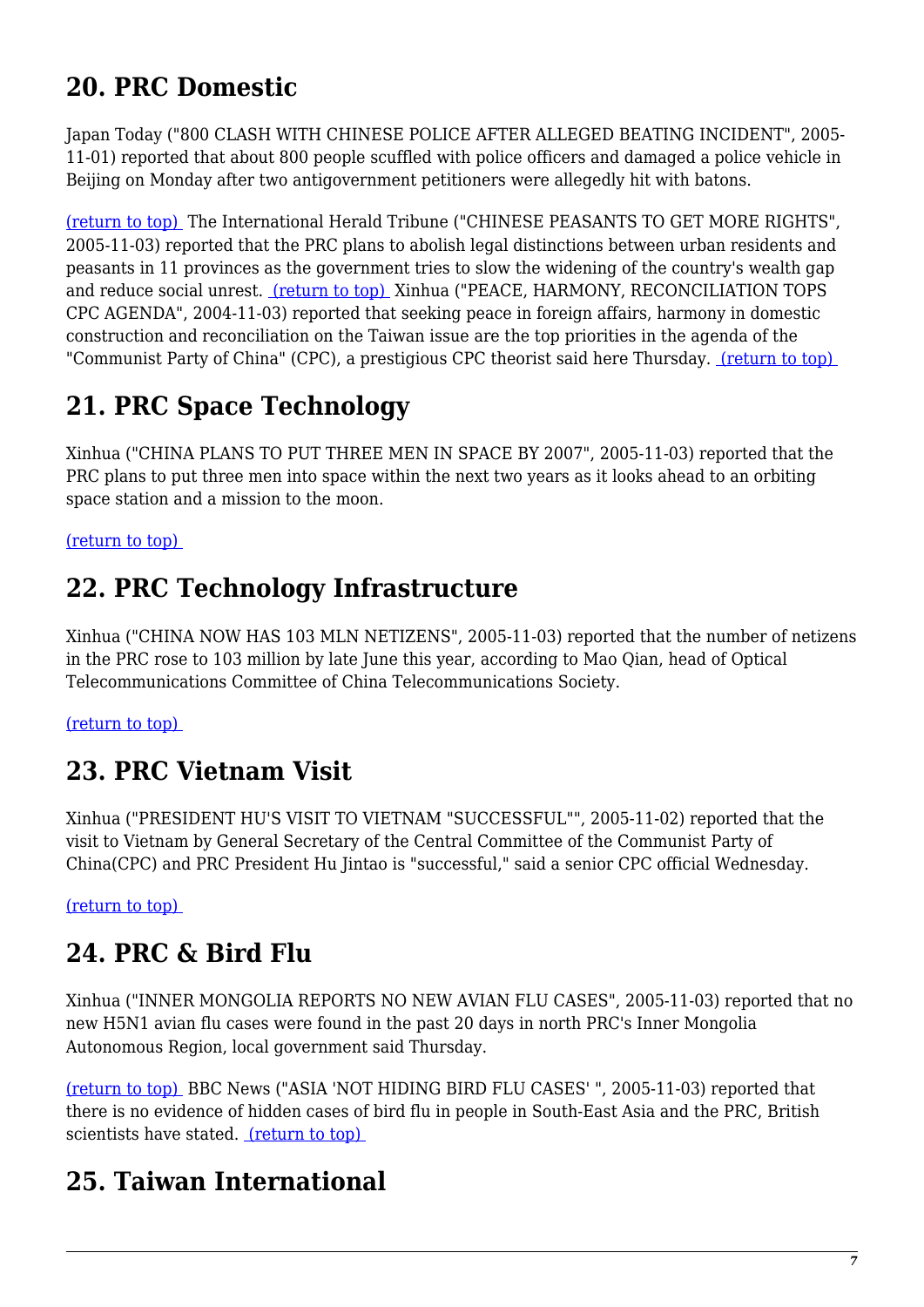## 20. PRC Domestic

Japan Today ("800 CLASH WITH CHINESE POLICE AFTER ALLEGED BEATING INCIDENT", 2005-11-01) reported that about 800 people scuffled with police officers and damaged a police vehicle in Beijing on Monday after two antigovernment petitioners were allegedly hit with batons.

(return to top) The International Herald Tribune ("CHINESE PEASANTS TO GET MORE RIGHTS", 2005-11-03) reported that the PRC plans to abolish legal distinctions between urban residents and peasants in 11 provinces as the government tries to slow the widening of the country's wealth gap and reduce social unrest. (return to top) Xinhua ("PEACE, HARMONY, RECONCILIATION TOPS CPC AGENDA", 2004-11-03) reported that seeking peace in foreign affairs, harmony in domestic construction and reconciliation on the Taiwan issue are the top priorities in the agenda of the "Communist Party of China" (CPC), a prestigious CPC theorist said here Thursday. (return to top)

## 21. PRC Space Technology

Xinhua ("CHINA PLANS TO PUT THREE MEN IN SPACE BY 2007", 2005-11-03) reported that the PRC plans to put three men into space within the next two years as it looks ahead to an orbiting space station and a mission to the moon.

(return to top)

## 22. PRC Technology Infrastructure

Xinhua ("CHINA NOW HAS 103 MLN NETIZENS", 2005-11-03) reported that the number of netizens in the PRC rose to 103 million by late June this year, according to Mao Qian, head of Optical Telecommunications Committee of China Telecommunications Society.

(return to top)

## 23. PRC Vietnam Visit

Xinhua ("PRESIDENT HU'S VISIT TO VIETNAM "SUCCESSFUL"", 2005-11-02) reported that the visit to Vietnam by General Secretary of the Central Committee of the Communist Party of China(CPC) and PRC President Hu Jintao is "successful," said a senior CPC official Wednesday.

(return to top)

## 24. PRC & Bird Flu

Xinhua ("INNER MONGOLIA REPORTS NO NEW AVIAN FLU CASES", 2005-11-03) reported that no new H5N1 avian flu cases were found in the past 20 days in north PRC's Inner Mongolia Autonomous Region, local government said Thursday.

(return to top) BBC News ("ASIA 'NOT HIDING BIRD FLU CASES' ", 2005-11-03) reported that there is no evidence of hidden cases of bird flu in people in South-East Asia and the PRC, British scientists have stated. (return to top)

## 25. Taiwan International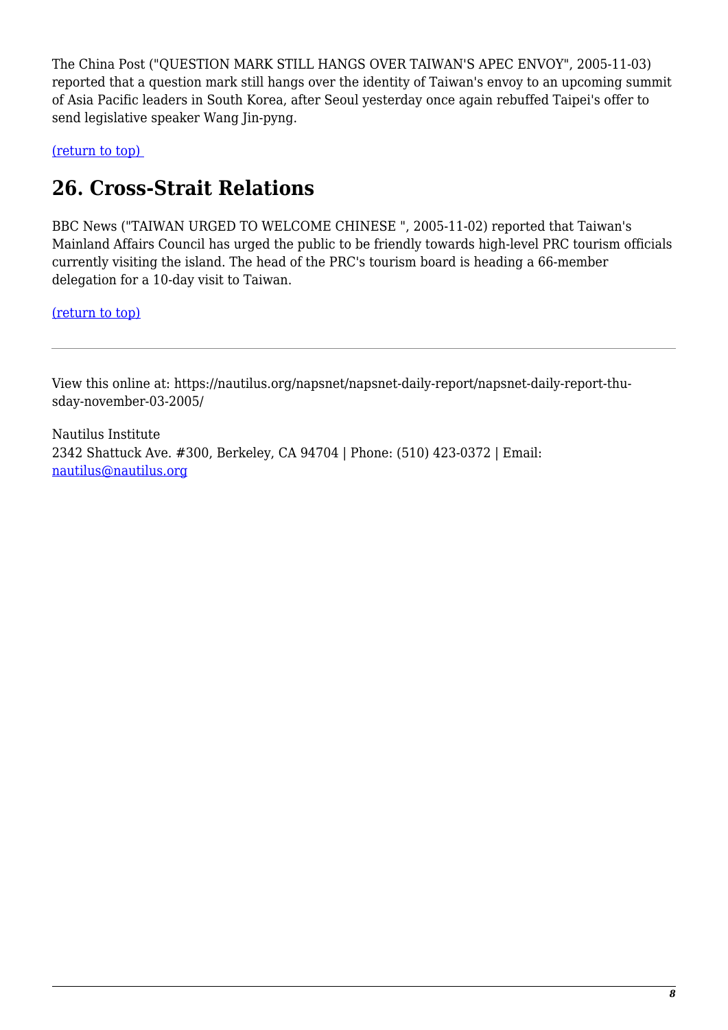The China Post ("QUESTION MARK STILL HANGS OVER TAIWAN'S APEC ENVOY", 2005-11-03) reported that a question mark still hangs over the identity of Taiwan's envoy to an upcoming summit of Asia Pacific leaders in South Korea, after Seoul yesterday once again rebuffed Taipei's offer to send legislative speaker Wang Jin-pyng.

(return to top)

## 26. Cross-Strait Relations

BBC News ("TAIWAN URGED TO WELCOME CHINESE ", 2005-11-02) reported that Taiwan's Mainland Affairs Council has urged the public to be friendly towards high-level PRC tourism officials currently visiting the island. The head of the PRC's tourism board is heading a 66-member delegation for a 10-day visit to Taiwan.

(return to top)

---

View this online at: https://nautilus.org/napsnet/napsnet-daily-report/napsnet-daily-report-thu-sday-november-03-2005/

Nautilus Institute
2342 Shattuck Ave. #300, Berkeley, CA 94704 | Phone: (510) 423-0372 | Email: nautilus@nautilus.org